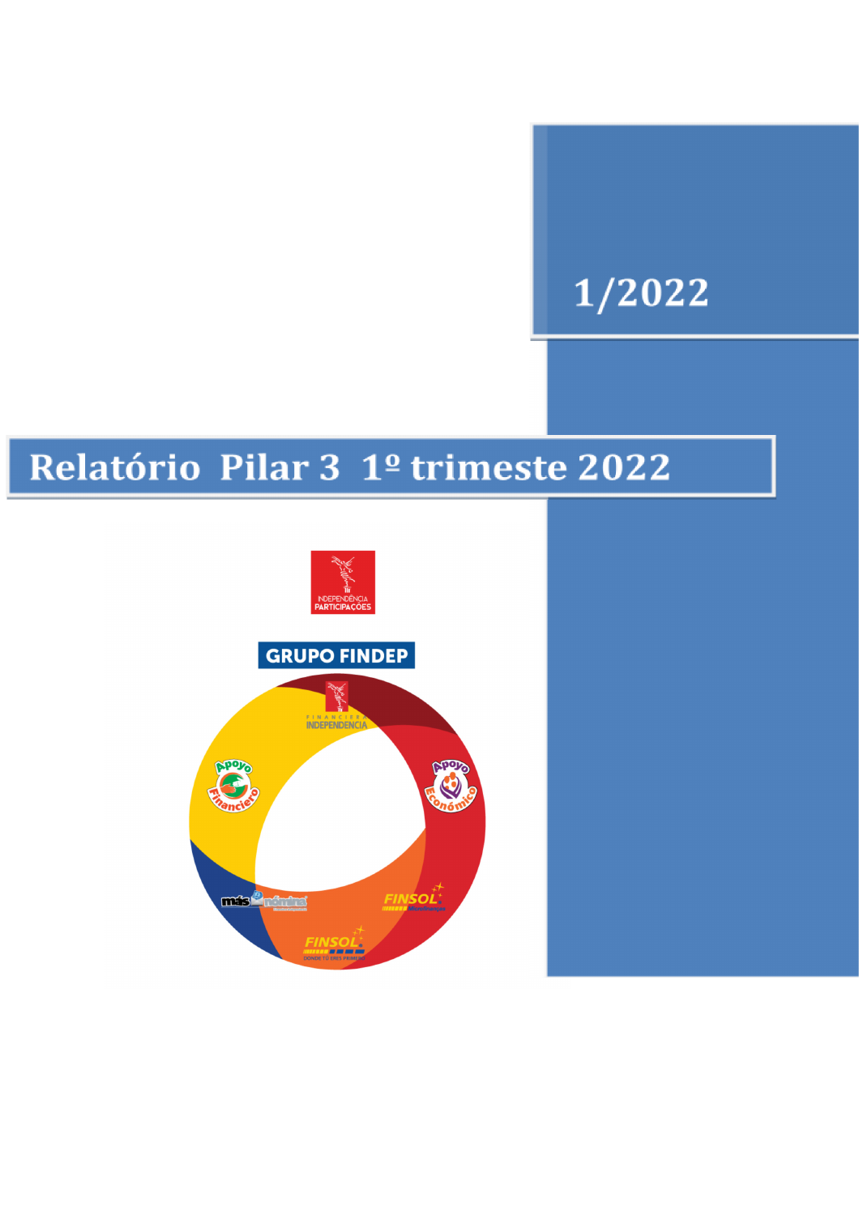1/2022

# Relatório Pilar 3 1º trimeste 2022

INDEPENDÊNCIA PARTICIPAÇÕES

GRUPO FINDEP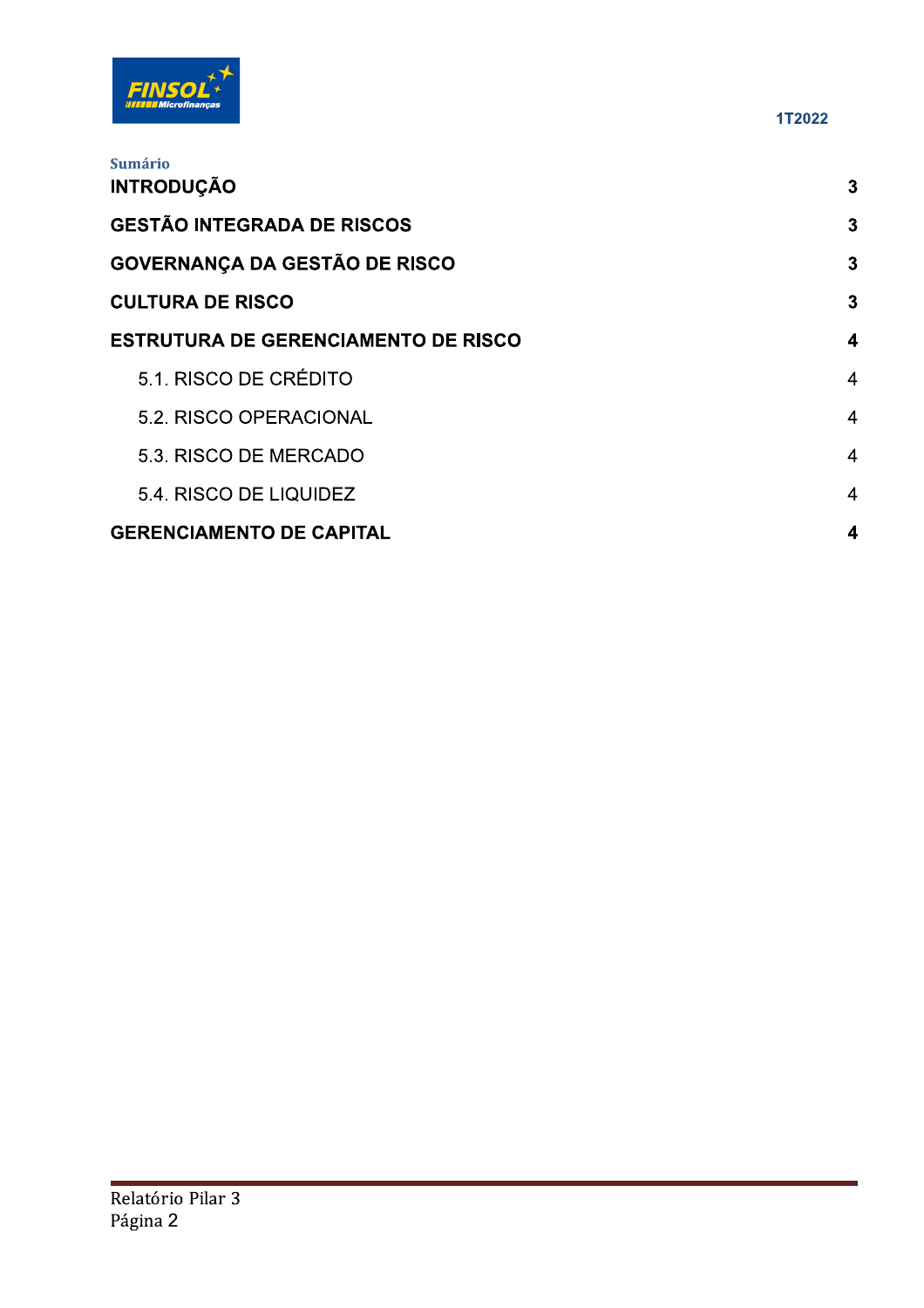Sumário

| | |
|---|---|
| **INTRODUÇÃO** | **3** |
| **GESTÃO INTEGRADA DE RISCOS** | **3** |
| **GOVERNANÇA DA GESTÃO DE RISCO** | **3** |
| **CULTURA DE RISCO** | **3** |
| **ESTRUTURA DE GERENCIAMENTO DE RISCO** | **4** |
| 5.1. RISCO DE CRÉDITO | 4 |
| 5.2. RISCO OPERACIONAL | 4 |
| 5.3. RISCO DE MERCADO | 4 |
| 5.4. RISCO DE LIQUIDEZ | 4 |
| **GERENCIAMENTO DE CAPITAL** | **4** |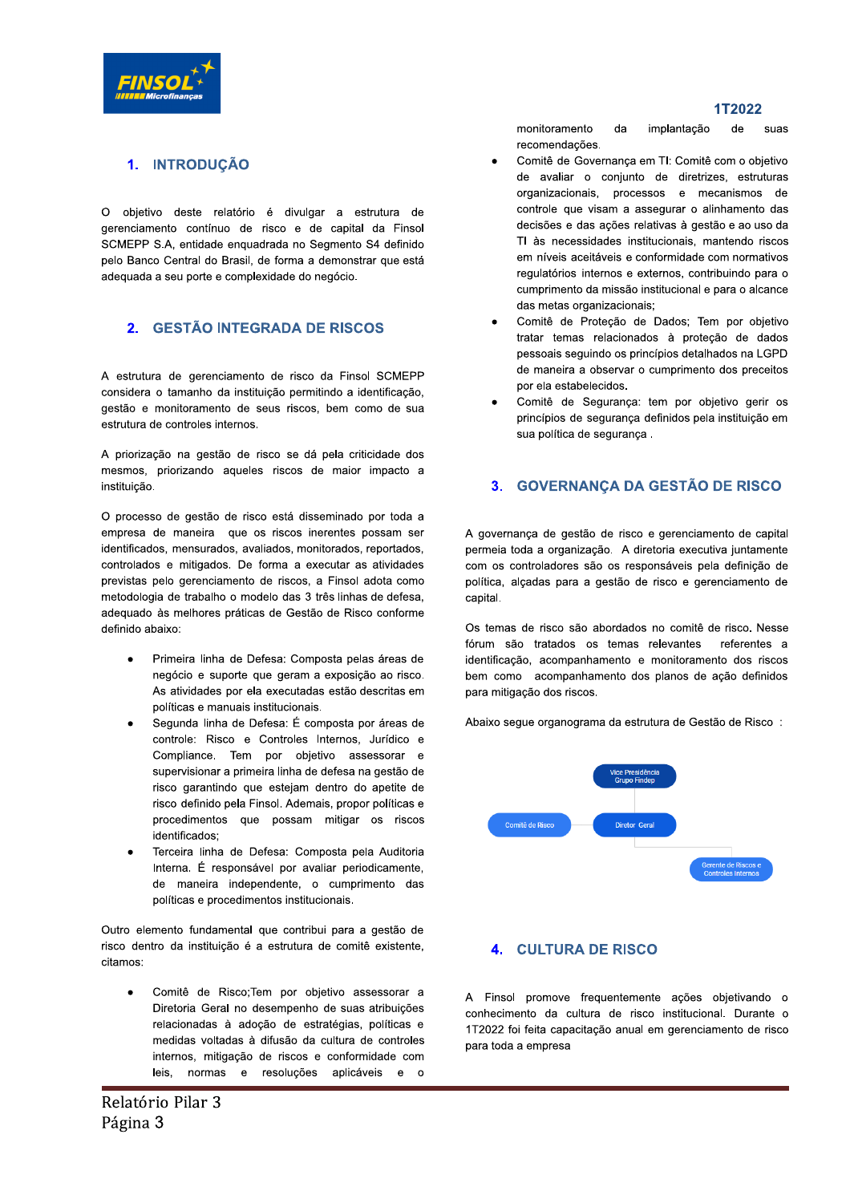## 1. INTRODUÇÃO

O objetivo deste relatório é divulgar a estrutura de gerenciamento contínuo de risco e de capital da Finsol SCMEPP S.A, entidade enquadrada no Segmento S4 definido pelo Banco Central do Brasil, de forma a demonstrar que está adequada a seu porte e complexidade do negócio.

## 2. GESTÃO INTEGRADA DE RISCOS

A estrutura de gerenciamento de risco da Finsol SCMEPP considera o tamanho da instituição permitindo a identificação, gestão e monitoramento de seus riscos, bem como de sua estrutura de controles internos.

A priorização na gestão de risco se dá pela criticidade dos mesmos, priorizando aqueles riscos de maior impacto a instituição.

O processo de gestão de risco está disseminado por toda a empresa de maneira que os riscos inerentes possam ser identificados, mensurados, avaliados, monitorados, reportados, controlados e mitigados. De forma a executar as atividades previstas pelo gerenciamento de riscos, a Finsol adota como metodologia de trabalho o modelo das 3 três linhas de defesa, adequado às melhores práticas de Gestão de Risco conforme definido abaixo:

- Primeira linha de Defesa: Composta pelas áreas de negócio e suporte que geram a exposição ao risco. As atividades por ela executadas estão descritas em políticas e manuais institucionais.
- Segunda linha de Defesa: É composta por áreas de controle: Risco e Controles Internos, Jurídico e Compliance. Tem por objetivo assessorar e supervisionar a primeira linha de defesa na gestão de risco garantindo que estejam dentro do apetite de risco definido pela Finsol. Ademais, propor políticas e procedimentos que possam mitigar os riscos identificados;
- Terceira linha de Defesa: Composta pela Auditoria Interna. É responsável por avaliar periodicamente, de maneira independente, o cumprimento das políticas e procedimentos institucionais.

Outro elemento fundamental que contribui para a gestão de risco dentro da instituição é a estrutura de comitê existente, citamos:

- Comitê de Risco;Tem por objetivo assessorar a Diretoria Geral no desempenho de suas atribuições relacionadas à adoção de estratégias, políticas e medidas voltadas à difusão da cultura de controles internos, mitigação de riscos e conformidade com leis, normas e resoluções aplicáveis e o monitoramento da implantação de suas recomendações.
- Comitê de Governança em TI: Comitê com o objetivo de avaliar o conjunto de diretrizes, estruturas organizacionais, processos e mecanismos de controle que visam a assegurar o alinhamento das decisões e das ações relativas à gestão e ao uso da TI às necessidades institucionais, mantendo riscos em níveis aceitáveis e conformidade com normativos regulatórios internos e externos, contribuindo para o cumprimento da missão institucional e para o alcance das metas organizacionais;
- Comitê de Proteção de Dados; Tem por objetivo tratar temas relacionados à proteção de dados pessoais seguindo os princípios detalhados na LGPD de maneira a observar o cumprimento dos preceitos por ela estabelecidos.
- Comitê de Segurança: tem por objetivo gerir os princípios de segurança definidos pela instituição em sua política de segurança .

## 3. GOVERNANÇA DA GESTÃO DE RISCO

A governança de gestão de risco e gerenciamento de capital permeia toda a organização. A diretoria executiva juntamente com os controladores são os responsáveis pela definição de política, alçadas para a gestão de risco e gerenciamento de capital.

Os temas de risco são abordados no comitê de risco. Nesse fórum são tratados os temas relevantes referentes a identificação, acompanhamento e monitoramento dos riscos bem como acompanhamento dos planos de ação definidos para mitigação dos riscos.

Abaixo segue organograma da estrutura de Gestão de Risco :

Vice Presidência Grupo Findep

Comitê de Risco — Diretor Geral

Gerente de Riscos e Controles Internos

## 4. CULTURA DE RISCO

A Finsol promove frequentemente ações objetivando o conhecimento da cultura de risco institucional. Durante o 1T2022 foi feita capacitação anual em gerenciamento de risco para toda a empresa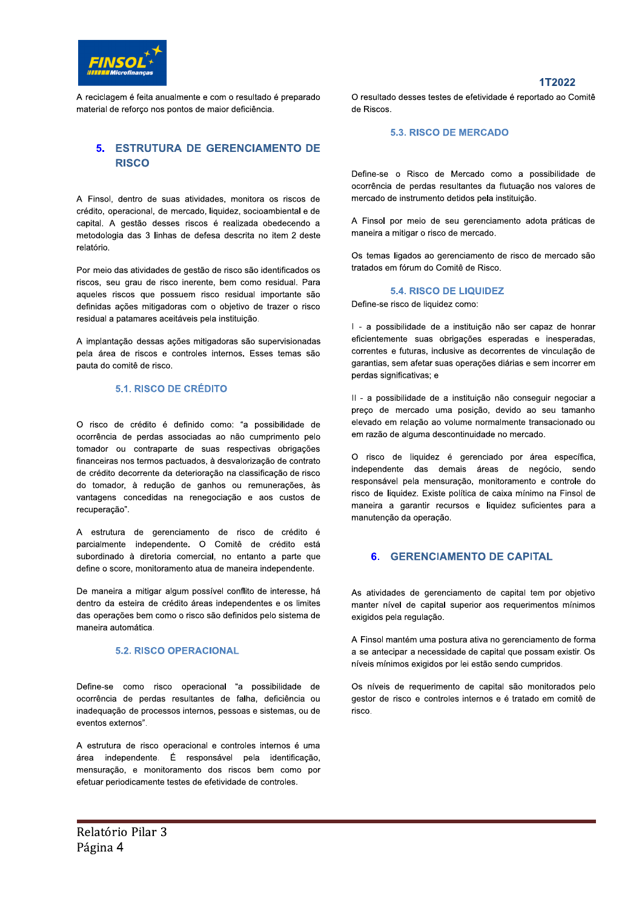A reciclagem é feita anualmente e com o resultado é preparado material de reforço nos pontos de maior deficiência.

## 5. ESTRUTURA DE GERENCIAMENTO DE RISCO

A Finsol, dentro de suas atividades, monitora os riscos de crédito, operacional, de mercado, liquidez, socioambiental e de capital. A gestão desses riscos é realizada obedecendo a metodologia das 3 linhas de defesa descrita no item 2 deste relatório.

Por meio das atividades de gestão de risco são identificados os riscos, seu grau de risco inerente, bem como residual. Para aqueles riscos que possuem risco residual importante são definidas ações mitigadoras com o objetivo de trazer o risco residual a patamares aceitáveis pela instituição.

A implantação dessas ações mitigadoras são supervisionadas pela área de riscos e controles internos. Esses temas são pauta do comitê de risco.

### 5.1. RISCO DE CRÉDITO

O risco de crédito é definido como: "a possibilidade de ocorrência de perdas associadas ao não cumprimento pelo tomador ou contraparte de suas respectivas obrigações financeiras nos termos pactuados, à desvalorização de contrato de crédito decorrente da deterioração na classificação de risco do tomador, à redução de ganhos ou remunerações, às vantagens concedidas na renegociação e aos custos de recuperação".

A estrutura de gerenciamento de risco de crédito é parcialmente independente. O Comitê de crédito está subordinado à diretoria comercial, no entanto a parte que define o score, monitoramento atua de maneira independente.

De maneira a mitigar algum possível conflito de interesse, há dentro da esteira de crédito áreas independentes e os limites das operações bem como o risco são definidos pelo sistema de maneira automática.

### 5.2. RISCO OPERACIONAL

Define-se como risco operacional "a possibilidade de ocorrência de perdas resultantes de falha, deficiência ou inadequação de processos internos, pessoas e sistemas, ou de eventos externos".

A estrutura de risco operacional e controles internos é uma área independente. É responsável pela identificação, mensuração, e monitoramento dos riscos bem como por efetuar periodicamente testes de efetividade de controles.

O resultado desses testes de efetividade é reportado ao Comitê de Riscos.

### 5.3. RISCO DE MERCADO

Define-se o Risco de Mercado como a possibilidade de ocorrência de perdas resultantes da flutuação nos valores de mercado de instrumento detidos pela instituição.

A Finsol por meio de seu gerenciamento adota práticas de maneira a mitigar o risco de mercado.

Os temas ligados ao gerenciamento de risco de mercado são tratados em fórum do Comitê de Risco.

### 5.4. RISCO DE LIQUIDEZ

Define-se risco de liquidez como:

I - a possibilidade de a instituição não ser capaz de honrar eficientemente suas obrigações esperadas e inesperadas, correntes e futuras, inclusive as decorrentes de vinculação de garantias, sem afetar suas operações diárias e sem incorrer em perdas significativas; e

II - a possibilidade de a instituição não conseguir negociar a preço de mercado uma posição, devido ao seu tamanho elevado em relação ao volume normalmente transacionado ou em razão de alguma descontinuidade no mercado.

O risco de liquidez é gerenciado por área específica, independente das demais áreas de negócio, sendo responsável pela mensuração, monitoramento e controle do risco de liquidez. Existe política de caixa mínimo na Finsol de maneira a garantir recursos e liquidez suficientes para a manutenção da operação.

## 6. GERENCIAMENTO DE CAPITAL

As atividades de gerenciamento de capital tem por objetivo manter nível de capital superior aos requerimentos mínimos exigidos pela regulação.

A Finsol mantém uma postura ativa no gerenciamento de forma a se antecipar a necessidade de capital que possam existir. Os níveis mínimos exigidos por lei estão sendo cumpridos.

Os níveis de requerimento de capital são monitorados pelo gestor de risco e controles internos e é tratado em comitê de risco.